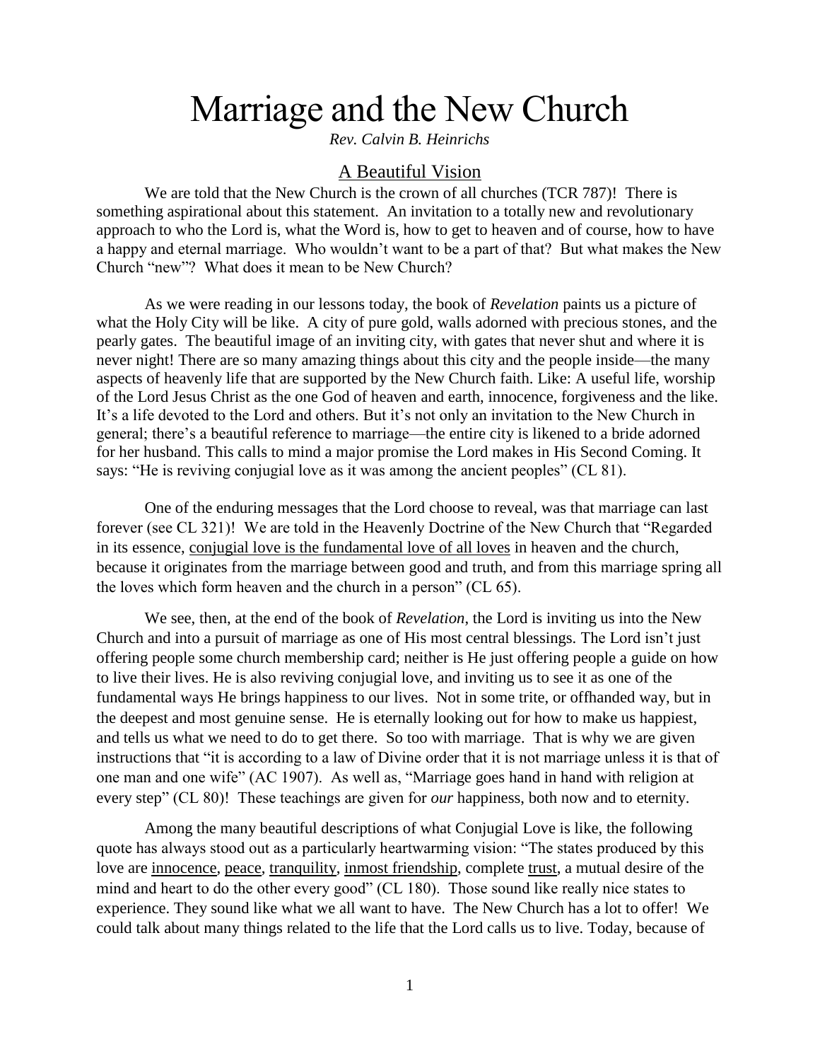# Marriage and the New Church

*Rev. Calvin B. Heinrichs*

## A Beautiful Vision

We are told that the New Church is the crown of all churches (TCR 787)! There is something aspirational about this statement. An invitation to a totally new and revolutionary approach to who the Lord is, what the Word is, how to get to heaven and of course, how to have a happy and eternal marriage. Who wouldn't want to be a part of that? But what makes the New Church "new"? What does it mean to be New Church?

As we were reading in our lessons today, the book of *Revelation* paints us a picture of what the Holy City will be like. A city of pure gold, walls adorned with precious stones, and the pearly gates. The beautiful image of an inviting city, with gates that never shut and where it is never night! There are so many amazing things about this city and the people inside—the many aspects of heavenly life that are supported by the New Church faith. Like: A useful life, worship of the Lord Jesus Christ as the one God of heaven and earth, innocence, forgiveness and the like. It's a life devoted to the Lord and others. But it's not only an invitation to the New Church in general; there's a beautiful reference to marriage—the entire city is likened to a bride adorned for her husband. This calls to mind a major promise the Lord makes in His Second Coming. It says: "He is reviving conjugial love as it was among the ancient peoples" (CL 81).

One of the enduring messages that the Lord choose to reveal, was that marriage can last forever (see CL 321)! We are told in the Heavenly Doctrine of the New Church that "Regarded in its essence, <u>conjugial love is the fundamental love of all loves</u> in heaven and the church, because it originates from the marriage between good and truth, and from this marriage spring all the loves which form heaven and the church in a person" (CL 65).

We see, then, at the end of the book of *Revelation*, the Lord is inviting us into the New Church and into a pursuit of marriage as one of His most central blessings. The Lord isn't just offering people some church membership card; neither is He just offering people a guide on how to live their lives. He is also reviving conjugial love, and inviting us to see it as one of the fundamental ways He brings happiness to our lives. Not in some trite, or offhanded way, but in the deepest and most genuine sense. He is eternally looking out for how to make us happiest, and tells us what we need to do to get there. So too with marriage. That is why we are given instructions that "it is according to a law of Divine order that it is not marriage unless it is that of one man and one wife" (AC 1907). As well as, "Marriage goes hand in hand with religion at every step" (CL 80)! These teachings are given for *our* happiness, both now and to eternity.

Among the many beautiful descriptions of what Conjugial Love is like, the following quote has always stood out as a particularly heartwarming vision: "The states produced by this love are <u>innocence</u>, <u>peace</u>, <u>tranquility</u>, <u>inmost friendship</u>, complete <u>trust</u>, a mutual desire of the mind and heart to do the other every good" (CL 180). Those sound like really nice states to experience. They sound like what we all want to have. The New Church has a lot to offer! We could talk about many things related to the life that the Lord calls us to live. Today, because of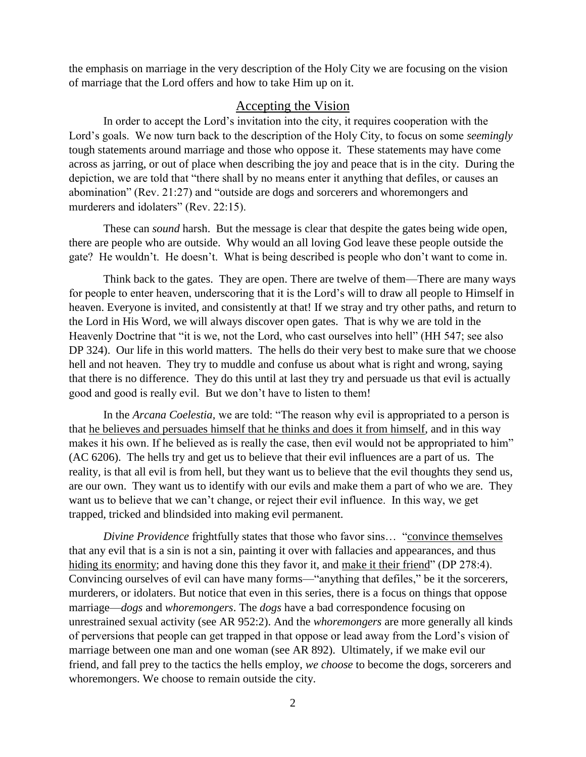the emphasis on marriage in the very description of the Holy City we are focusing on the vision of marriage that the Lord offers and how to take Him up on it.

## Accepting the Vision

In order to accept the Lord's invitation into the city, it requires cooperation with the Lord's goals. We now turn back to the description of the Holy City, to focus on some *seemingly* tough statements around marriage and those who oppose it. These statements may have come across as jarring, or out of place when describing the joy and peace that is in the city. During the depiction, we are told that "there shall by no means enter it anything that defiles, or causes an abomination" (Rev. 21:27) and "outside are dogs and sorcerers and whoremongers and murderers and idolaters" (Rev. 22:15).

These can *sound* harsh. But the message is clear that despite the gates being wide open, there are people who are outside. Why would an all loving God leave these people outside the gate? He wouldn't. He doesn't. What is being described is people who don't want to come in.

Think back to the gates. They are open. There are twelve of them—There are many ways for people to enter heaven, underscoring that it is the Lord's will to draw all people to Himself in heaven. Everyone is invited, and consistently at that! If we stray and try other paths, and return to the Lord in His Word, we will always discover open gates. That is why we are told in the Heavenly Doctrine that "it is we, not the Lord, who cast ourselves into hell" (HH 547; see also DP 324). Our life in this world matters. The hells do their very best to make sure that we choose hell and not heaven. They try to muddle and confuse us about what is right and wrong, saying that there is no difference. They do this until at last they try and persuade us that evil is actually good and good is really evil. But we don't have to listen to them!

In the *Arcana Coelestia*, we are told: "The reason why evil is appropriated to a person is that <u>he believes and persuades himself that he thinks and does it from himself</u>, and in this way makes it his own. If he believed as is really the case, then evil would not be appropriated to him" (AC 6206). The hells try and get us to believe that their evil influences are a part of us. The reality, is that all evil is from hell, but they want us to believe that the evil thoughts they send us, are our own. They want us to identify with our evils and make them a part of who we are. They want us to believe that we can't change, or reject their evil influence. In this way, we get trapped, tricked and blindsided into making evil permanent.

*Divine Providence* frightfully states that those who favor sins… "<u>convince themselves</u> that any evil that is a sin is not a sin, painting it over with fallacies and appearances, and thus <u>hiding its enormity</u>; and having done this they favor it, and <u>make it their friend</u>" (DP 278:4). Convincing ourselves of evil can have many forms—"anything that defiles," be it the sorcerers, murderers, or idolaters. But notice that even in this series, there is a focus on things that oppose marriage—*dogs* and *whoremongers*. The *dogs* have a bad correspondence focusing on unrestrained sexual activity (see AR 952:2). And the *whoremongers* are more generally all kinds of perversions that people can get trapped in that oppose or lead away from the Lord's vision of marriage between one man and one woman (see AR 892). Ultimately, if we make evil our friend, and fall prey to the tactics the hells employ, *we choose* to become the dogs, sorcerers and whoremongers. We choose to remain outside the city.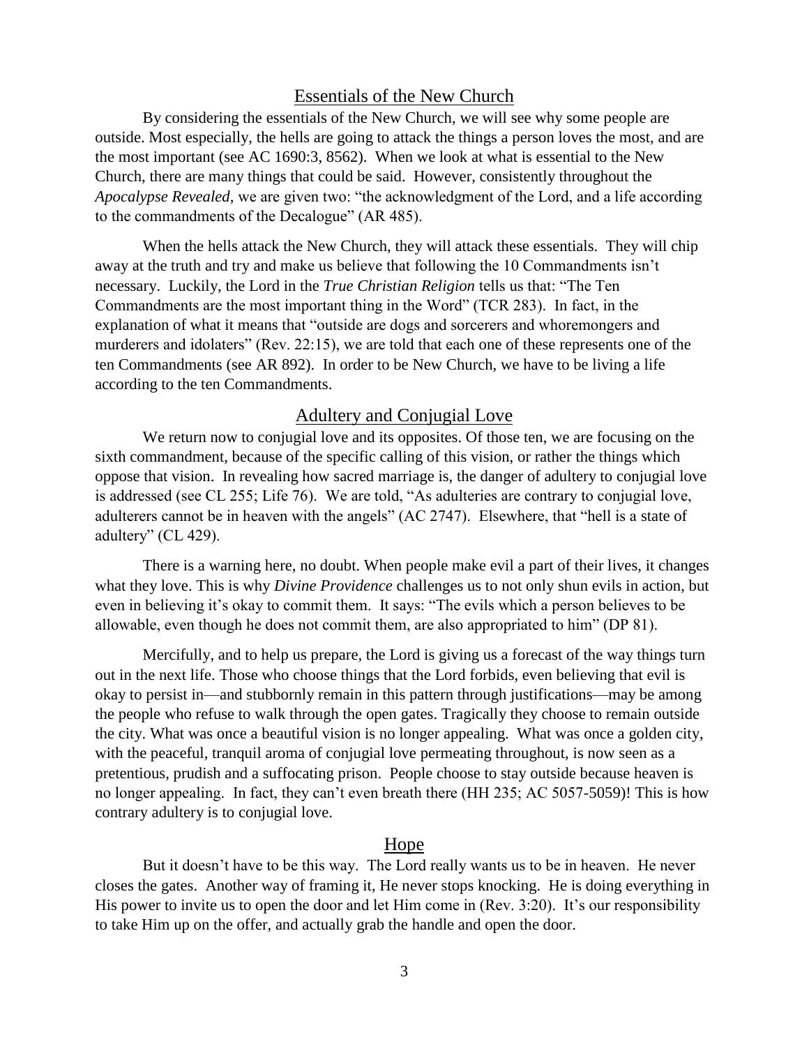## Essentials of the New Church

By considering the essentials of the New Church, we will see why some people are outside. Most especially, the hells are going to attack the things a person loves the most, and are the most important (see AC 1690:3, 8562). When we look at what is essential to the New Church, there are many things that could be said. However, consistently throughout the *Apocalypse Revealed,* we are given two: "the acknowledgment of the Lord, and a life according to the commandments of the Decalogue" (AR 485).

When the hells attack the New Church, they will attack these essentials. They will chip away at the truth and try and make us believe that following the 10 Commandments isn't necessary. Luckily, the Lord in the *True Christian Religion* tells us that: "The Ten Commandments are the most important thing in the Word" (TCR 283). In fact, in the explanation of what it means that "outside are dogs and sorcerers and whoremongers and murderers and idolaters" (Rev. 22:15), we are told that each one of these represents one of the ten Commandments (see AR 892). In order to be New Church, we have to be living a life according to the ten Commandments.

## Adultery and Conjugial Love

We return now to conjugial love and its opposites. Of those ten, we are focusing on the sixth commandment, because of the specific calling of this vision, or rather the things which oppose that vision. In revealing how sacred marriage is, the danger of adultery to conjugial love is addressed (see CL 255; Life 76). We are told, "As adulteries are contrary to conjugial love, adulterers cannot be in heaven with the angels" (AC 2747). Elsewhere, that "hell is a state of adultery" (CL 429).

There is a warning here, no doubt. When people make evil a part of their lives, it changes what they love. This is why *Divine Providence* challenges us to not only shun evils in action, but even in believing it's okay to commit them. It says: "The evils which a person believes to be allowable, even though he does not commit them, are also appropriated to him" (DP 81).

Mercifully, and to help us prepare, the Lord is giving us a forecast of the way things turn out in the next life. Those who choose things that the Lord forbids, even believing that evil is okay to persist in—and stubbornly remain in this pattern through justifications—may be among the people who refuse to walk through the open gates. Tragically they choose to remain outside the city. What was once a beautiful vision is no longer appealing. What was once a golden city, with the peaceful, tranquil aroma of conjugial love permeating throughout, is now seen as a pretentious, prudish and a suffocating prison. People choose to stay outside because heaven is no longer appealing. In fact, they can't even breath there (HH 235; AC 5057-5059)! This is how contrary adultery is to conjugial love.

## Hope

But it doesn't have to be this way. The Lord really wants us to be in heaven. He never closes the gates. Another way of framing it, He never stops knocking. He is doing everything in His power to invite us to open the door and let Him come in (Rev. 3:20). It's our responsibility to take Him up on the offer, and actually grab the handle and open the door.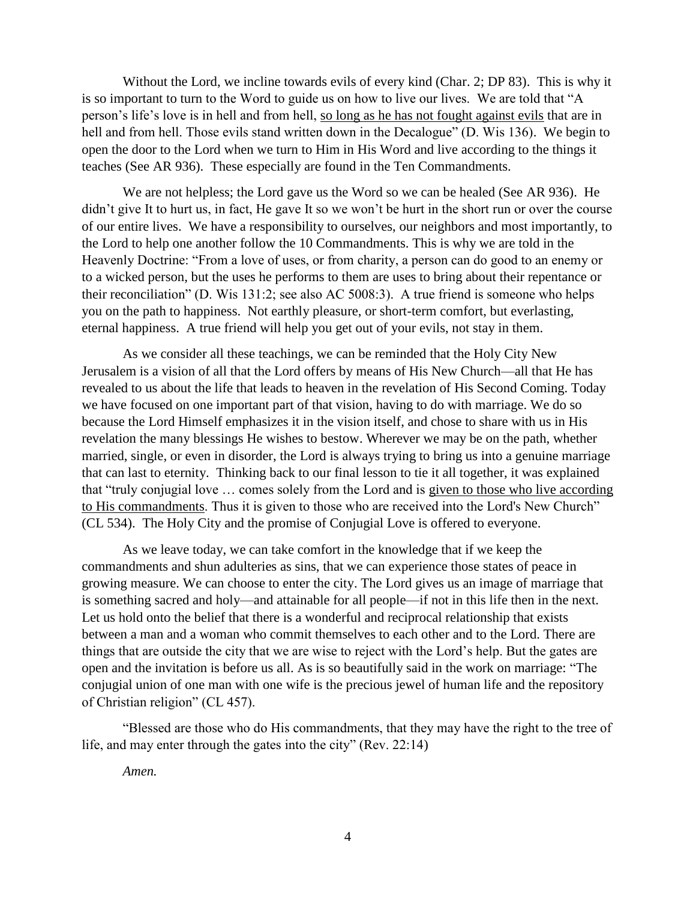Without the Lord, we incline towards evils of every kind (Char. 2; DP 83). This is why it is so important to turn to the Word to guide us on how to live our lives. We are told that "A person's life's love is in hell and from hell, <u>so long as he has not fought against evils</u> that are in hell and from hell. Those evils stand written down in the Decalogue" (D. Wis 136). We begin to open the door to the Lord when we turn to Him in His Word and live according to the things it teaches (See AR 936). These especially are found in the Ten Commandments.

We are not helpless; the Lord gave us the Word so we can be healed (See AR 936). He didn't give It to hurt us, in fact, He gave It so we won't be hurt in the short run or over the course of our entire lives. We have a responsibility to ourselves, our neighbors and most importantly, to the Lord to help one another follow the 10 Commandments. This is why we are told in the Heavenly Doctrine: "From a love of uses, or from charity, a person can do good to an enemy or to a wicked person, but the uses he performs to them are uses to bring about their repentance or their reconciliation" (D. Wis 131:2; see also AC 5008:3). A true friend is someone who helps you on the path to happiness. Not earthly pleasure, or short-term comfort, but everlasting, eternal happiness. A true friend will help you get out of your evils, not stay in them.

As we consider all these teachings, we can be reminded that the Holy City New Jerusalem is a vision of all that the Lord offers by means of His New Church—all that He has revealed to us about the life that leads to heaven in the revelation of His Second Coming. Today we have focused on one important part of that vision, having to do with marriage. We do so because the Lord Himself emphasizes it in the vision itself, and chose to share with us in His revelation the many blessings He wishes to bestow. Wherever we may be on the path, whether married, single, or even in disorder, the Lord is always trying to bring us into a genuine marriage that can last to eternity. Thinking back to our final lesson to tie it all together, it was explained that "truly conjugial love … comes solely from the Lord and is <u>given to those who live according to His commandments</u>. Thus it is given to those who are received into the Lord's New Church" (CL 534). The Holy City and the promise of Conjugial Love is offered to everyone.

As we leave today, we can take comfort in the knowledge that if we keep the commandments and shun adulteries as sins, that we can experience those states of peace in growing measure. We can choose to enter the city. The Lord gives us an image of marriage that is something sacred and holy—and attainable for all people—if not in this life then in the next. Let us hold onto the belief that there is a wonderful and reciprocal relationship that exists between a man and a woman who commit themselves to each other and to the Lord. There are things that are outside the city that we are wise to reject with the Lord's help. But the gates are open and the invitation is before us all. As is so beautifully said in the work on marriage: "The conjugial union of one man with one wife is the precious jewel of human life and the repository of Christian religion" (CL 457).

"Blessed are those who do His commandments, that they may have the right to the tree of life, and may enter through the gates into the city" (Rev. 22:14)

*Amen.*